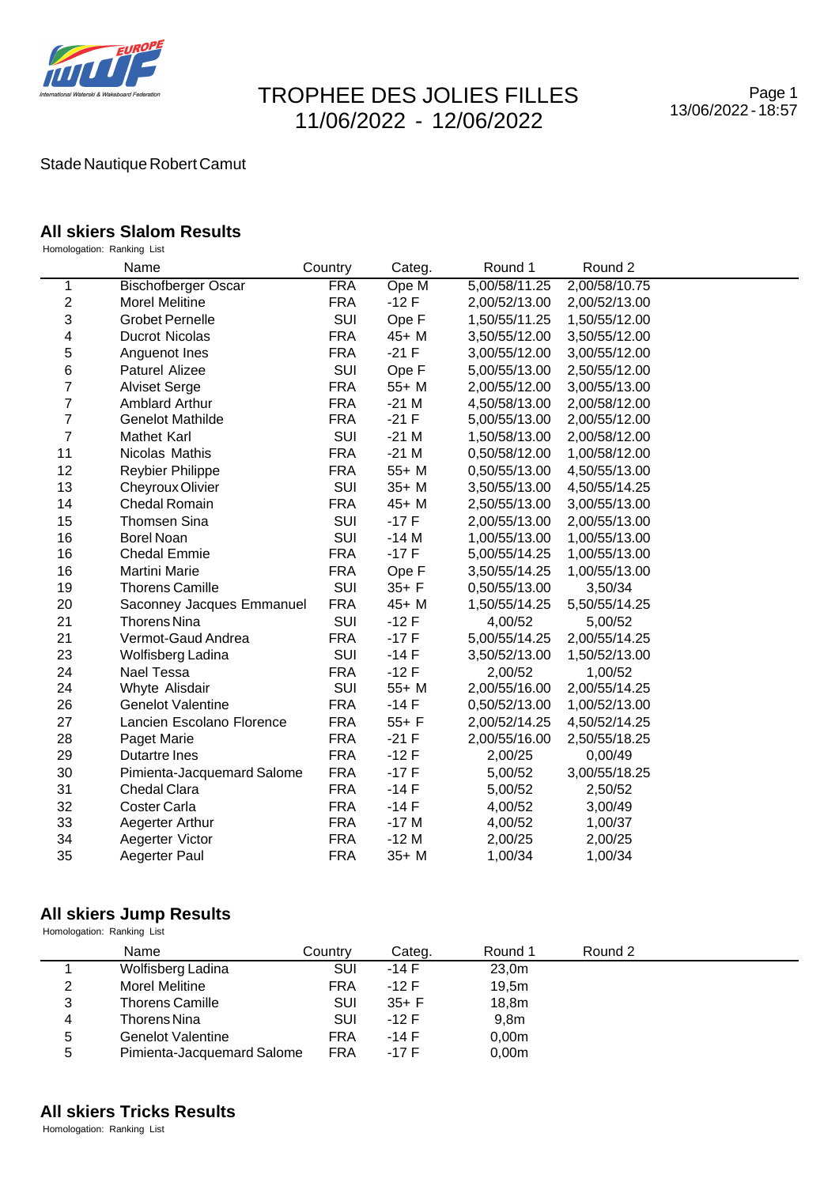# TROPHEE DES JOLIES FILLES
# 11/06/2022 - 12/06/2022

13/06/2022 - 18:57

Stade Nautique Robert Camut

## All skiers Slalom Results

Homologation: Ranking List

| | Name | Country | Categ. | Round 1 | Round 2 |
|---|---|---|---|---|---|
| 1 | Bischofberger Oscar | FRA | Ope M | 5,00/58/11.25 | 2,00/58/10.75 |
| 2 | Morel Melitine | FRA | -12 F | 2,00/52/13.00 | 2,00/52/13.00 |
| 3 | Grobet Pernelle | SUI | Ope F | 1,50/55/11.25 | 1,50/55/12.00 |
| 4 | Ducrot Nicolas | FRA | 45+ M | 3,50/55/12.00 | 3,50/55/12.00 |
| 5 | Anguenot Ines | FRA | -21 F | 3,00/55/12.00 | 3,00/55/12.00 |
| 6 | Paturel Alizee | SUI | Ope F | 5,00/55/13.00 | 2,50/55/12.00 |
| 7 | Alviset Serge | FRA | 55+ M | 2,00/55/12.00 | 3,00/55/13.00 |
| 7 | Amblard Arthur | FRA | -21 M | 4,50/58/13.00 | 2,00/58/12.00 |
| 7 | Genelot Mathilde | FRA | -21 F | 5,00/55/13.00 | 2,00/55/12.00 |
| 7 | Mathet Karl | SUI | -21 M | 1,50/58/13.00 | 2,00/58/12.00 |
| 11 | Nicolas Mathis | FRA | -21 M | 0,50/58/12.00 | 1,00/58/12.00 |
| 12 | Reybier Philippe | FRA | 55+ M | 0,50/55/13.00 | 4,50/55/13.00 |
| 13 | Cheyroux Olivier | SUI | 35+ M | 3,50/55/13.00 | 4,50/55/14.25 |
| 14 | Chedal Romain | FRA | 45+ M | 2,50/55/13.00 | 3,00/55/13.00 |
| 15 | Thomsen Sina | SUI | -17 F | 2,00/55/13.00 | 2,00/55/13.00 |
| 16 | Borel Noan | SUI | -14 M | 1,00/55/13.00 | 1,00/55/13.00 |
| 16 | Chedal Emmie | FRA | -17 F | 5,00/55/14.25 | 1,00/55/13.00 |
| 16 | Martini Marie | FRA | Ope F | 3,50/55/14.25 | 1,00/55/13.00 |
| 19 | Thorens Camille | SUI | 35+ F | 0,50/55/13.00 | 3,50/34 |
| 20 | Saconney Jacques Emmanuel | FRA | 45+ M | 1,50/55/14.25 | 5,50/55/14.25 |
| 21 | Thorens Nina | SUI | -12 F | 4,00/52 | 5,00/52 |
| 21 | Vermot-Gaud Andrea | FRA | -17 F | 5,00/55/14.25 | 2,00/55/14.25 |
| 23 | Wolfisberg Ladina | SUI | -14 F | 3,50/52/13.00 | 1,50/52/13.00 |
| 24 | Nael Tessa | FRA | -12 F | 2,00/52 | 1,00/52 |
| 24 | Whyte Alisdair | SUI | 55+ M | 2,00/55/16.00 | 2,00/55/14.25 |
| 26 | Genelot Valentine | FRA | -14 F | 0,50/52/13.00 | 1,00/52/13.00 |
| 27 | Lancien Escolano Florence | FRA | 55+ F | 2,00/52/14.25 | 4,50/52/14.25 |
| 28 | Paget Marie | FRA | -21 F | 2,00/55/16.00 | 2,50/55/18.25 |
| 29 | Dutartre Ines | FRA | -12 F | 2,00/25 | 0,00/49 |
| 30 | Pimienta-Jacquemard Salome | FRA | -17 F | 5,00/52 | 3,00/55/18.25 |
| 31 | Chedal Clara | FRA | -14 F | 5,00/52 | 2,50/52 |
| 32 | Coster Carla | FRA | -14 F | 4,00/52 | 3,00/49 |
| 33 | Aegerter Arthur | FRA | -17 M | 4,00/52 | 1,00/37 |
| 34 | Aegerter Victor | FRA | -12 M | 2,00/25 | 2,00/25 |
| 35 | Aegerter Paul | FRA | 35+ M | 1,00/34 | 1,00/34 |

## All skiers Jump Results

Homologation: Ranking List

| | Name | Country | Categ. | Round 1 | Round 2 |
|---|---|---|---|---|---|
| 1 | Wolfisberg Ladina | SUI | -14 F | 23,0m | |
| 2 | Morel Melitine | FRA | -12 F | 19,5m | |
| 3 | Thorens Camille | SUI | 35+ F | 18,8m | |
| 4 | Thorens Nina | SUI | -12 F | 9,8m | |
| 5 | Genelot Valentine | FRA | -14 F | 0,00m | |
| 5 | Pimienta-Jacquemard Salome | FRA | -17 F | 0,00m | |

## All skiers Tricks Results

Homologation: Ranking List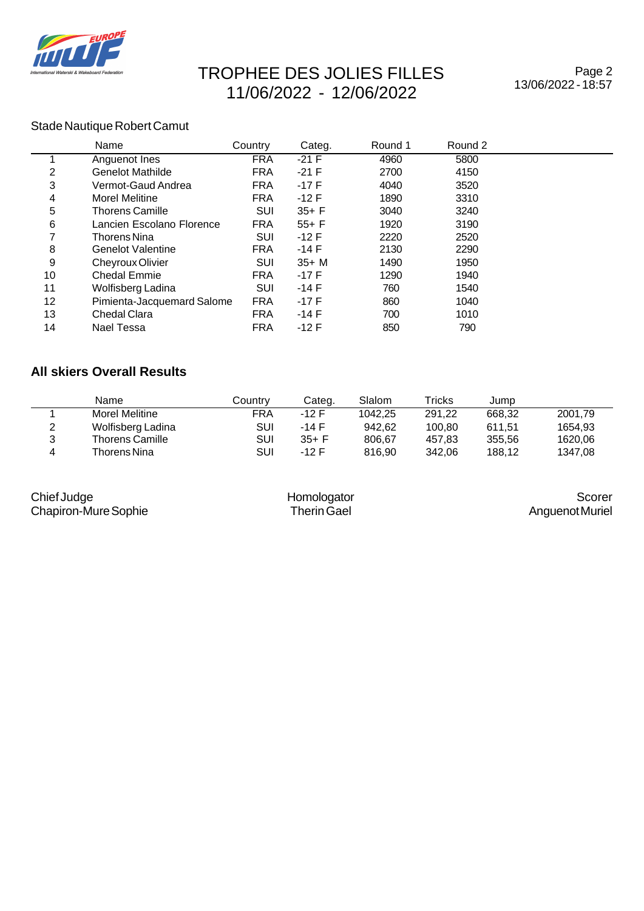# TROPHEE DES JOLIES FILLES

11/06/2022 - 12/06/2022

13/06/2022 - 18:57

Stade Nautique Robert Camut

| | Name | Country | Categ. | Round 1 | Round 2 |
|---|---|---|---|---|---|
| 1 | Anguenot Ines | FRA | -21 F | 4960 | 5800 |
| 2 | Genelot Mathilde | FRA | -21 F | 2700 | 4150 |
| 3 | Vermot-Gaud Andrea | FRA | -17 F | 4040 | 3520 |
| 4 | Morel Melitine | FRA | -12 F | 1890 | 3310 |
| 5 | Thorens Camille | SUI | 35+ F | 3040 | 3240 |
| 6 | Lancien Escolano Florence | FRA | 55+ F | 1920 | 3190 |
| 7 | Thorens Nina | SUI | -12 F | 2220 | 2520 |
| 8 | Genelot Valentine | FRA | -14 F | 2130 | 2290 |
| 9 | Cheyroux Olivier | SUI | 35+ M | 1490 | 1950 |
| 10 | Chedal Emmie | FRA | -17 F | 1290 | 1940 |
| 11 | Wolfisberg Ladina | SUI | -14 F | 760 | 1540 |
| 12 | Pimienta-Jacquemard Salome | FRA | -17 F | 860 | 1040 |
| 13 | Chedal Clara | FRA | -14 F | 700 | 1010 |
| 14 | Nael Tessa | FRA | -12 F | 850 | 790 |

## All skiers Overall Results

| | Name | Country | Categ. | Slalom | Tricks | Jump | |
|---|---|---|---|---|---|---|---|
| 1 | Morel Melitine | FRA | -12 F | 1042,25 | 291,22 | 668,32 | 2001,79 |
| 2 | Wolfisberg Ladina | SUI | -14 F | 942,62 | 100,80 | 611,51 | 1654,93 |
| 3 | Thorens Camille | SUI | 35+ F | 806,67 | 457,83 | 355,56 | 1620,06 |
| 4 | Thorens Nina | SUI | -12 F | 816,90 | 342,06 | 188,12 | 1347,08 |

Chief Judge
Chapiron-Mure Sophie

Homologator
Therin Gael

Scorer
Anguenot Muriel